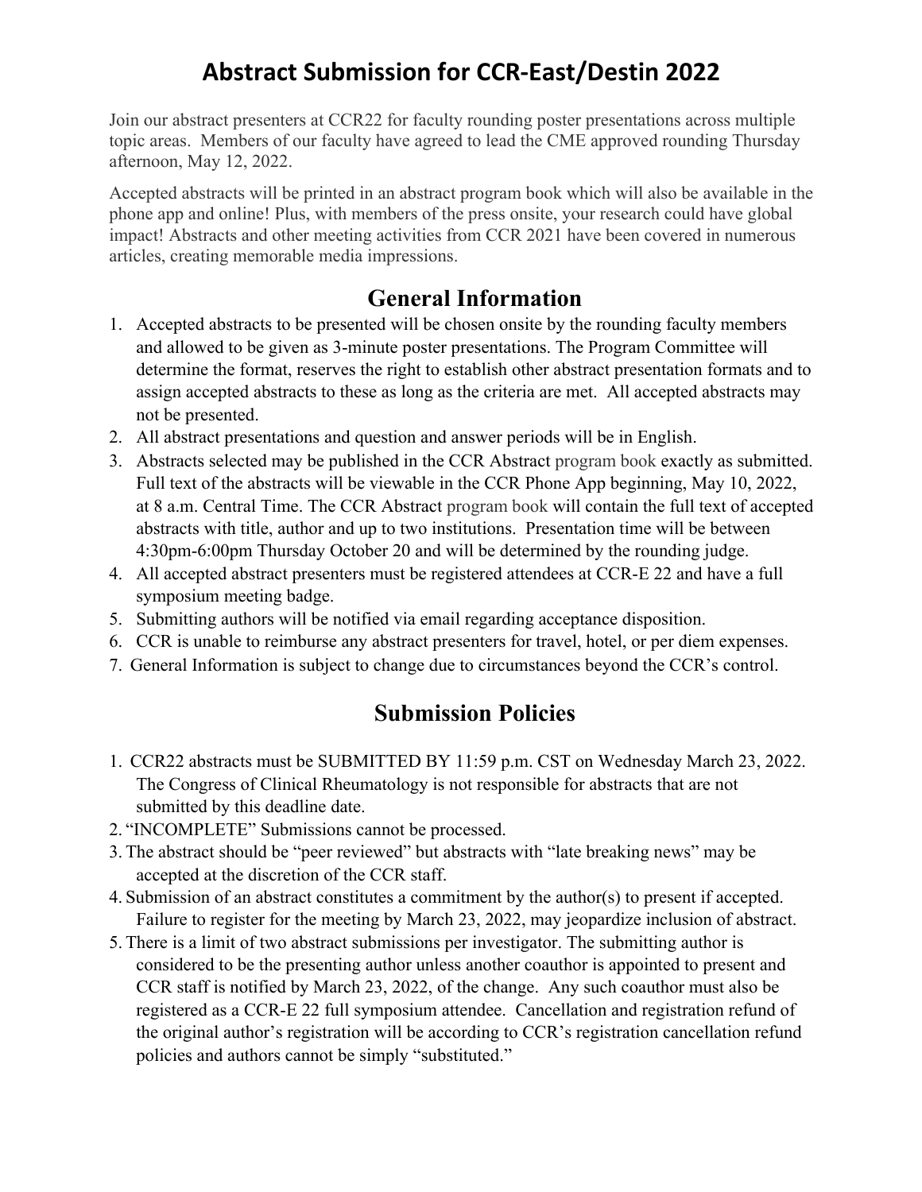# Abstract Submission for CCR-East/Destin 2022

Join our abstract presenters at CCR22 for faculty rounding poster presentations across multiple topic areas. Members of our faculty have agreed to lead the CME approved rounding Thursday afternoon, May 12, 2022.

Accepted abstracts will be printed in an abstract program book which will also be available in the phone app and online! Plus, with members of the press onsite, your research could have global impact! Abstracts and other meeting activities from CCR 2021 have been covered in numerous articles, creating memorable media impressions.

## General Information

1. Accepted abstracts to be presented will be chosen onsite by the rounding faculty members and allowed to be given as 3-minute poster presentations. The Program Committee will determine the format, reserves the right to establish other abstract presentation formats and to assign accepted abstracts to these as long as the criteria are met. All accepted abstracts may not be presented.
2. All abstract presentations and question and answer periods will be in English.
3. Abstracts selected may be published in the CCR Abstract program book exactly as submitted. Full text of the abstracts will be viewable in the CCR Phone App beginning, May 10, 2022, at 8 a.m. Central Time. The CCR Abstract program book will contain the full text of accepted abstracts with title, author and up to two institutions. Presentation time will be between 4:30pm-6:00pm Thursday October 20 and will be determined by the rounding judge.
4. All accepted abstract presenters must be registered attendees at CCR-E 22 and have a full symposium meeting badge.
5. Submitting authors will be notified via email regarding acceptance disposition.
6. CCR is unable to reimburse any abstract presenters for travel, hotel, or per diem expenses.
7. General Information is subject to change due to circumstances beyond the CCR's control.

## Submission Policies

1. CCR22 abstracts must be SUBMITTED BY 11:59 p.m. CST on Wednesday March 23, 2022. The Congress of Clinical Rheumatology is not responsible for abstracts that are not submitted by this deadline date.
2. "INCOMPLETE" Submissions cannot be processed.
3. The abstract should be "peer reviewed" but abstracts with "late breaking news" may be accepted at the discretion of the CCR staff.
4. Submission of an abstract constitutes a commitment by the author(s) to present if accepted. Failure to register for the meeting by March 23, 2022, may jeopardize inclusion of abstract.
5. There is a limit of two abstract submissions per investigator. The submitting author is considered to be the presenting author unless another coauthor is appointed to present and CCR staff is notified by March 23, 2022, of the change. Any such coauthor must also be registered as a CCR-E 22 full symposium attendee. Cancellation and registration refund of the original author's registration will be according to CCR's registration cancellation refund policies and authors cannot be simply "substituted."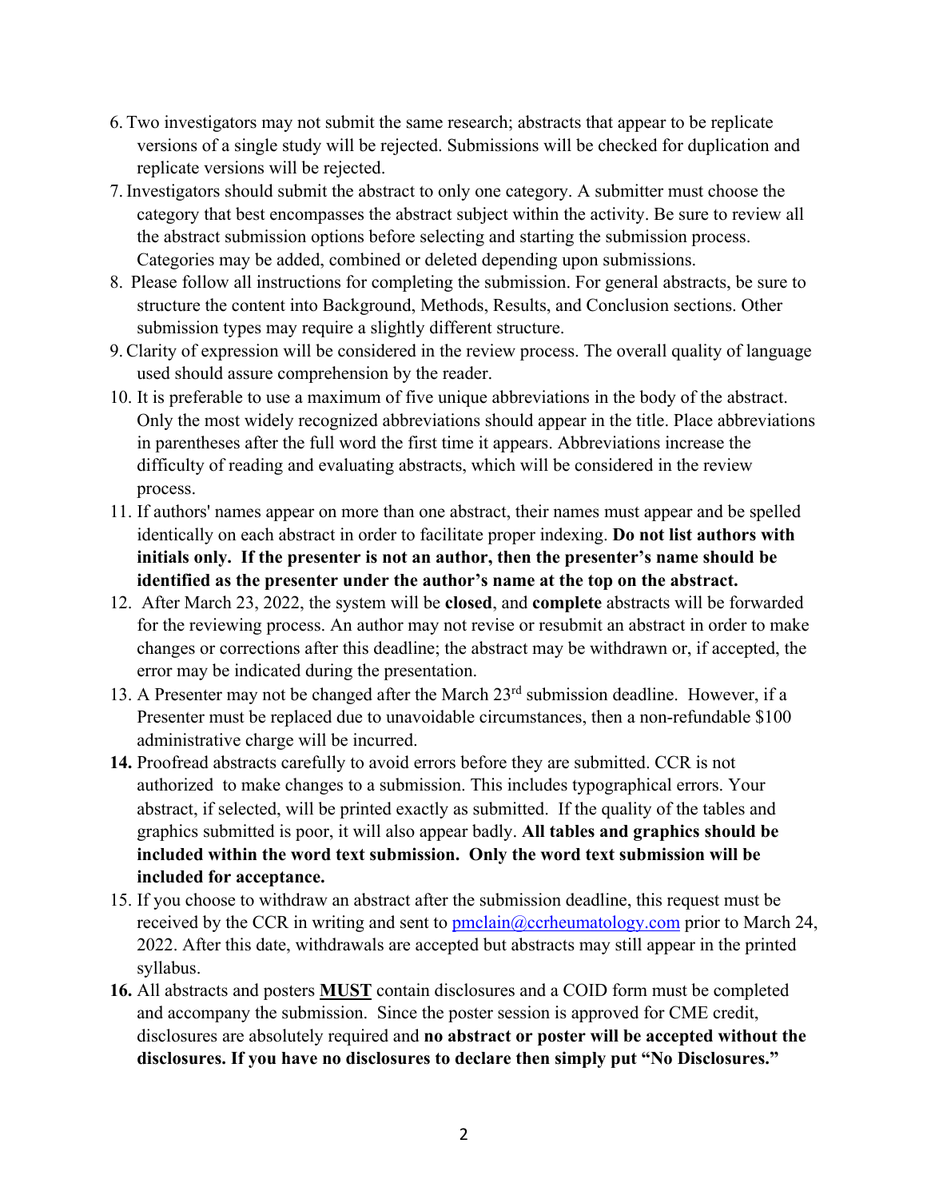6. Two investigators may not submit the same research; abstracts that appear to be replicate versions of a single study will be rejected. Submissions will be checked for duplication and replicate versions will be rejected.
7. Investigators should submit the abstract to only one category. A submitter must choose the category that best encompasses the abstract subject within the activity. Be sure to review all the abstract submission options before selecting and starting the submission process. Categories may be added, combined or deleted depending upon submissions.
8. Please follow all instructions for completing the submission. For general abstracts, be sure to structure the content into Background, Methods, Results, and Conclusion sections. Other submission types may require a slightly different structure.
9. Clarity of expression will be considered in the review process. The overall quality of language used should assure comprehension by the reader.
10. It is preferable to use a maximum of five unique abbreviations in the body of the abstract. Only the most widely recognized abbreviations should appear in the title. Place abbreviations in parentheses after the full word the first time it appears. Abbreviations increase the difficulty of reading and evaluating abstracts, which will be considered in the review process.
11. If authors' names appear on more than one abstract, their names must appear and be spelled identically on each abstract in order to facilitate proper indexing. **Do not list authors with initials only. If the presenter is not an author, then the presenter's name should be identified as the presenter under the author's name at the top on the abstract.**
12. After March 23, 2022, the system will be **closed**, and **complete** abstracts will be forwarded for the reviewing process. An author may not revise or resubmit an abstract in order to make changes or corrections after this deadline; the abstract may be withdrawn or, if accepted, the error may be indicated during the presentation.
13. A Presenter may not be changed after the March 23rd submission deadline. However, if a Presenter must be replaced due to unavoidable circumstances, then a non-refundable $100 administrative charge will be incurred.
14. Proofread abstracts carefully to avoid errors before they are submitted. CCR is not authorized to make changes to a submission. This includes typographical errors. Your abstract, if selected, will be printed exactly as submitted. If the quality of the tables and graphics submitted is poor, it will also appear badly. **All tables and graphics should be included within the word text submission. Only the word text submission will be included for acceptance.**
15. If you choose to withdraw an abstract after the submission deadline, this request must be received by the CCR in writing and sent to pmclain@ccrheumatology.com prior to March 24, 2022. After this date, withdrawals are accepted but abstracts may still appear in the printed syllabus.
16. All abstracts and posters **MUST** contain disclosures and a COID form must be completed and accompany the submission. Since the poster session is approved for CME credit, disclosures are absolutely required and **no abstract or poster will be accepted without the disclosures. If you have no disclosures to declare then simply put "No Disclosures."**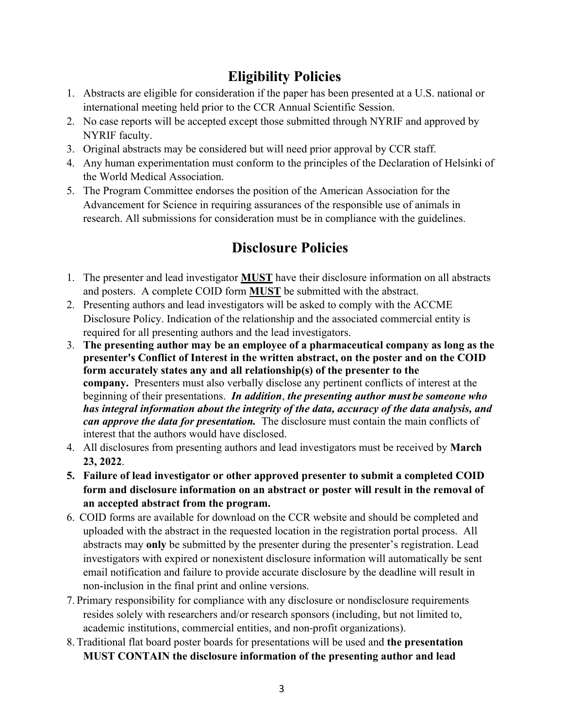## Eligibility Policies

1. Abstracts are eligible for consideration if the paper has been presented at a U.S. national or international meeting held prior to the CCR Annual Scientific Session.
2. No case reports will be accepted except those submitted through NYRIF and approved by NYRIF faculty.
3. Original abstracts may be considered but will need prior approval by CCR staff.
4. Any human experimentation must conform to the principles of the Declaration of Helsinki of the World Medical Association.
5. The Program Committee endorses the position of the American Association for the Advancement for Science in requiring assurances of the responsible use of animals in research. All submissions for consideration must be in compliance with the guidelines.

## Disclosure Policies

1. The presenter and lead investigator **<u>MUST</u>** have their disclosure information on all abstracts and posters. A complete COID form **<u>MUST</u>** be submitted with the abstract.
2. Presenting authors and lead investigators will be asked to comply with the ACCME Disclosure Policy. Indication of the relationship and the associated commercial entity is required for all presenting authors and the lead investigators.
3. **The presenting author may be an employee of a pharmaceutical company as long as the presenter's Conflict of Interest in the written abstract, on the poster and on the COID form accurately states any and all relationship(s) of the presenter to the company.** Presenters must also verbally disclose any pertinent conflicts of interest at the beginning of their presentations. ***In addition***, ***the presenting author must be someone who has integral information about the integrity of the data, accuracy of the data analysis, and can approve the data for presentation.*** The disclosure must contain the main conflicts of interest that the authors would have disclosed.
4. All disclosures from presenting authors and lead investigators must be received by **March 23, 2022**.
5. **Failure of lead investigator or other approved presenter to submit a completed COID form and disclosure information on an abstract or poster will result in the removal of an accepted abstract from the program.**
6. COID forms are available for download on the CCR website and should be completed and uploaded with the abstract in the requested location in the registration portal process. All abstracts may **only** be submitted by the presenter during the presenter's registration. Lead investigators with expired or nonexistent disclosure information will automatically be sent email notification and failure to provide accurate disclosure by the deadline will result in non-inclusion in the final print and online versions.
7. Primary responsibility for compliance with any disclosure or nondisclosure requirements resides solely with researchers and/or research sponsors (including, but not limited to, academic institutions, commercial entities, and non-profit organizations).
8. Traditional flat board poster boards for presentations will be used and **the presentation MUST CONTAIN the disclosure information of the presenting author and lead**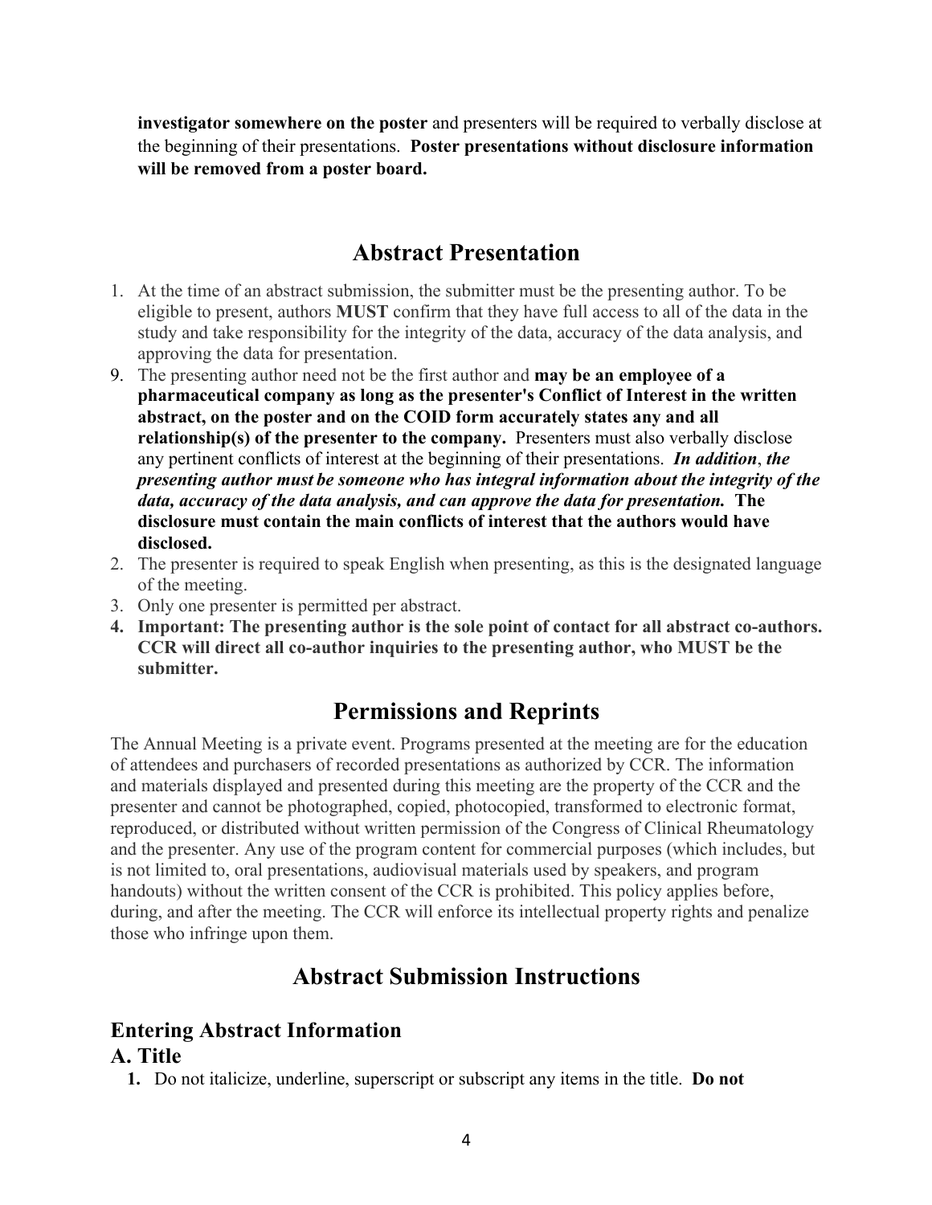**investigator somewhere on the poster** and presenters will be required to verbally disclose at the beginning of their presentations. **Poster presentations without disclosure information will be removed from a poster board.**

## Abstract Presentation

1. At the time of an abstract submission, the submitter must be the presenting author. To be eligible to present, authors **MUST** confirm that they have full access to all of the data in the study and take responsibility for the integrity of the data, accuracy of the data analysis, and approving the data for presentation.
9. The presenting author need not be the first author and **may be an employee of a pharmaceutical company as long as the presenter's Conflict of Interest in the written abstract, on the poster and on the COID form accurately states any and all relationship(s) of the presenter to the company.** Presenters must also verbally disclose any pertinent conflicts of interest at the beginning of their presentations. ***In addition***, ***the presenting author must be someone who has integral information about the integrity of the data, accuracy of the data analysis, and can approve the data for presentation.*** **The disclosure must contain the main conflicts of interest that the authors would have disclosed.**
2. The presenter is required to speak English when presenting, as this is the designated language of the meeting.
3. Only one presenter is permitted per abstract.
4. **Important: The presenting author is the sole point of contact for all abstract co-authors. CCR will direct all co-author inquiries to the presenting author, who MUST be the submitter.**

## Permissions and Reprints

The Annual Meeting is a private event. Programs presented at the meeting are for the education of attendees and purchasers of recorded presentations as authorized by CCR. The information and materials displayed and presented during this meeting are the property of the CCR and the presenter and cannot be photographed, copied, photocopied, transformed to electronic format, reproduced, or distributed without written permission of the Congress of Clinical Rheumatology and the presenter. Any use of the program content for commercial purposes (which includes, but is not limited to, oral presentations, audiovisual materials used by speakers, and program handouts) without the written consent of the CCR is prohibited. This policy applies before, during, and after the meeting. The CCR will enforce its intellectual property rights and penalize those who infringe upon them.

## Abstract Submission Instructions

### Entering Abstract Information

### A. Title

1. Do not italicize, underline, superscript or subscript any items in the title. **Do not**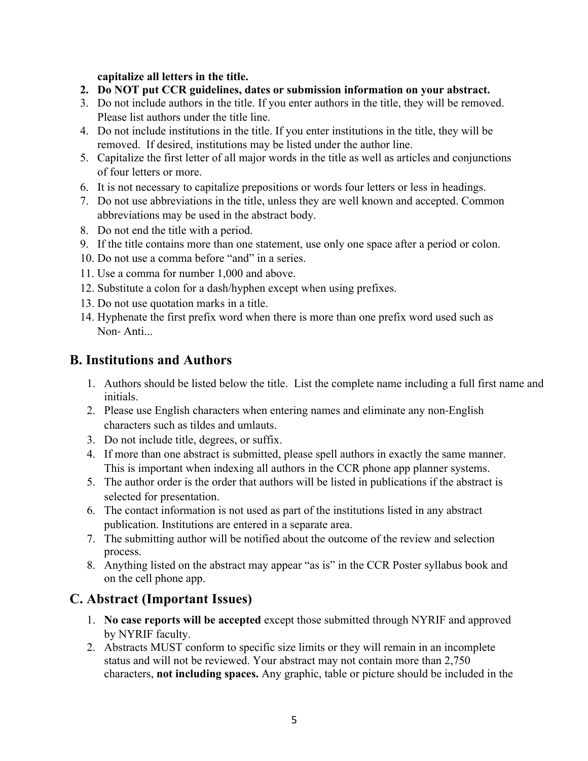**capitalize all letters in the title.**

2. **Do NOT put CCR guidelines, dates or submission information on your abstract.**
3. Do not include authors in the title. If you enter authors in the title, they will be removed. Please list authors under the title line.
4. Do not include institutions in the title. If you enter institutions in the title, they will be removed. If desired, institutions may be listed under the author line.
5. Capitalize the first letter of all major words in the title as well as articles and conjunctions of four letters or more.
6. It is not necessary to capitalize prepositions or words four letters or less in headings.
7. Do not use abbreviations in the title, unless they are well known and accepted. Common abbreviations may be used in the abstract body.
8. Do not end the title with a period.
9. If the title contains more than one statement, use only one space after a period or colon.
10. Do not use a comma before "and" in a series.
11. Use a comma for number 1,000 and above.
12. Substitute a colon for a dash/hyphen except when using prefixes.
13. Do not use quotation marks in a title.
14. Hyphenate the first prefix word when there is more than one prefix word used such as Non- Anti...

## B. Institutions and Authors

1. Authors should be listed below the title. List the complete name including a full first name and initials.
2. Please use English characters when entering names and eliminate any non-English characters such as tildes and umlauts.
3. Do not include title, degrees, or suffix.
4. If more than one abstract is submitted, please spell authors in exactly the same manner. This is important when indexing all authors in the CCR phone app planner systems.
5. The author order is the order that authors will be listed in publications if the abstract is selected for presentation.
6. The contact information is not used as part of the institutions listed in any abstract publication. Institutions are entered in a separate area.
7. The submitting author will be notified about the outcome of the review and selection process.
8. Anything listed on the abstract may appear "as is" in the CCR Poster syllabus book and on the cell phone app.

## C. Abstract (Important Issues)

1. **No case reports will be accepted** except those submitted through NYRIF and approved by NYRIF faculty.
2. Abstracts MUST conform to specific size limits or they will remain in an incomplete status and will not be reviewed. Your abstract may not contain more than 2,750 characters, **not including spaces.** Any graphic, table or picture should be included in the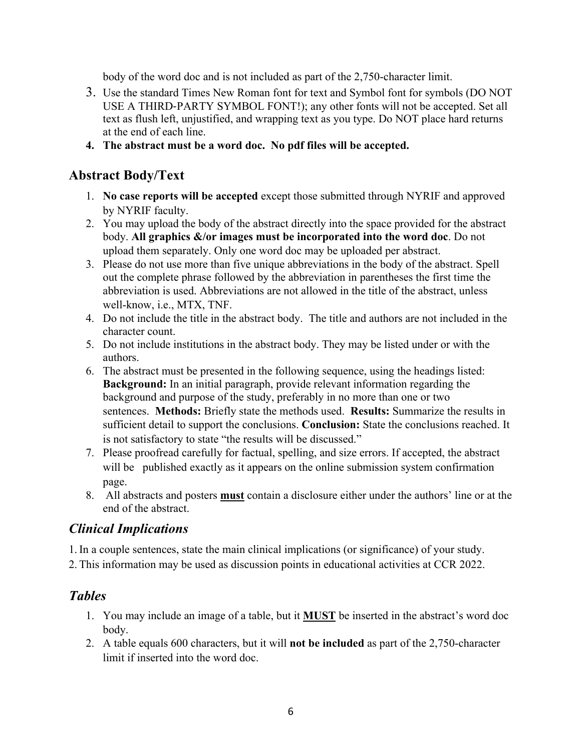body of the word doc and is not included as part of the 2,750-character limit.

3. Use the standard Times New Roman font for text and Symbol font for symbols (DO NOT USE A THIRD-PARTY SYMBOL FONT!); any other fonts will not be accepted. Set all text as flush left, unjustified, and wrapping text as you type. Do NOT place hard returns at the end of each line.
4. **The abstract must be a word doc. No pdf files will be accepted.**

## Abstract Body/Text

1. **No case reports will be accepted** except those submitted through NYRIF and approved by NYRIF faculty.
2. You may upload the body of the abstract directly into the space provided for the abstract body. **All graphics &/or images must be incorporated into the word doc**. Do not upload them separately. Only one word doc may be uploaded per abstract.
3. Please do not use more than five unique abbreviations in the body of the abstract. Spell out the complete phrase followed by the abbreviation in parentheses the first time the abbreviation is used. Abbreviations are not allowed in the title of the abstract, unless well-know, i.e., MTX, TNF.
4. Do not include the title in the abstract body. The title and authors are not included in the character count.
5. Do not include institutions in the abstract body. They may be listed under or with the authors.
6. The abstract must be presented in the following sequence, using the headings listed: **Background:** In an initial paragraph, provide relevant information regarding the background and purpose of the study, preferably in no more than one or two sentences. **Methods:** Briefly state the methods used. **Results:** Summarize the results in sufficient detail to support the conclusions. **Conclusion:** State the conclusions reached. It is not satisfactory to state "the results will be discussed."
7. Please proofread carefully for factual, spelling, and size errors. If accepted, the abstract will be published exactly as it appears on the online submission system confirmation page.
8. All abstracts and posters <u>**must**</u> contain a disclosure either under the authors' line or at the end of the abstract.

## *Clinical Implications*

1. In a couple sentences, state the main clinical implications (or significance) of your study.
2. This information may be used as discussion points in educational activities at CCR 2022.

## *Tables*

1. You may include an image of a table, but it <u>**MUST**</u> be inserted in the abstract's word doc body.
2. A table equals 600 characters, but it will **not be included** as part of the 2,750-character limit if inserted into the word doc.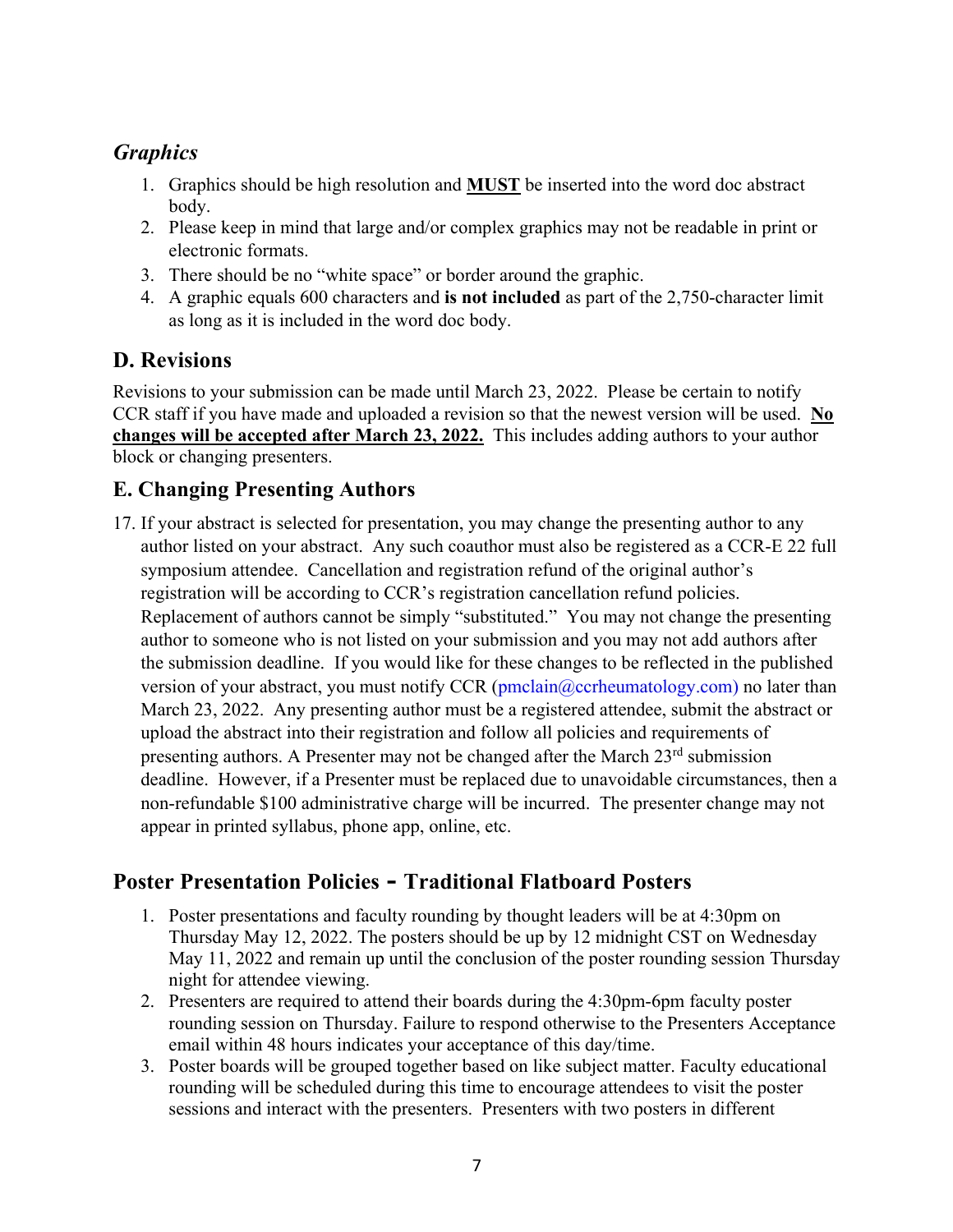### *Graphics*

1. Graphics should be high resolution and **<u>MUST</u>** be inserted into the word doc abstract body.
2. Please keep in mind that large and/or complex graphics may not be readable in print or electronic formats.
3. There should be no "white space" or border around the graphic.
4. A graphic equals 600 characters and **is not included** as part of the 2,750-character limit as long as it is included in the word doc body.

## D. Revisions

Revisions to your submission can be made until March 23, 2022. Please be certain to notify CCR staff if you have made and uploaded a revision so that the newest version will be used. **<u>No changes will be accepted after March 23, 2022.</u>** This includes adding authors to your author block or changing presenters.

## E. Changing Presenting Authors

17. If your abstract is selected for presentation, you may change the presenting author to any author listed on your abstract. Any such coauthor must also be registered as a CCR-E 22 full symposium attendee. Cancellation and registration refund of the original author's registration will be according to CCR's registration cancellation refund policies. Replacement of authors cannot be simply "substituted." You may not change the presenting author to someone who is not listed on your submission and you may not add authors after the submission deadline. If you would like for these changes to be reflected in the published version of your abstract, you must notify CCR (pmclain@ccrheumatology.com) no later than March 23, 2022. Any presenting author must be a registered attendee, submit the abstract or upload the abstract into their registration and follow all policies and requirements of presenting authors. A Presenter may not be changed after the March 23rd submission deadline. However, if a Presenter must be replaced due to unavoidable circumstances, then a non-refundable $100 administrative charge will be incurred. The presenter change may not appear in printed syllabus, phone app, online, etc.

## Poster Presentation Policies - Traditional Flatboard Posters

1. Poster presentations and faculty rounding by thought leaders will be at 4:30pm on Thursday May 12, 2022. The posters should be up by 12 midnight CST on Wednesday May 11, 2022 and remain up until the conclusion of the poster rounding session Thursday night for attendee viewing.
2. Presenters are required to attend their boards during the 4:30pm-6pm faculty poster rounding session on Thursday. Failure to respond otherwise to the Presenters Acceptance email within 48 hours indicates your acceptance of this day/time.
3. Poster boards will be grouped together based on like subject matter. Faculty educational rounding will be scheduled during this time to encourage attendees to visit the poster sessions and interact with the presenters. Presenters with two posters in different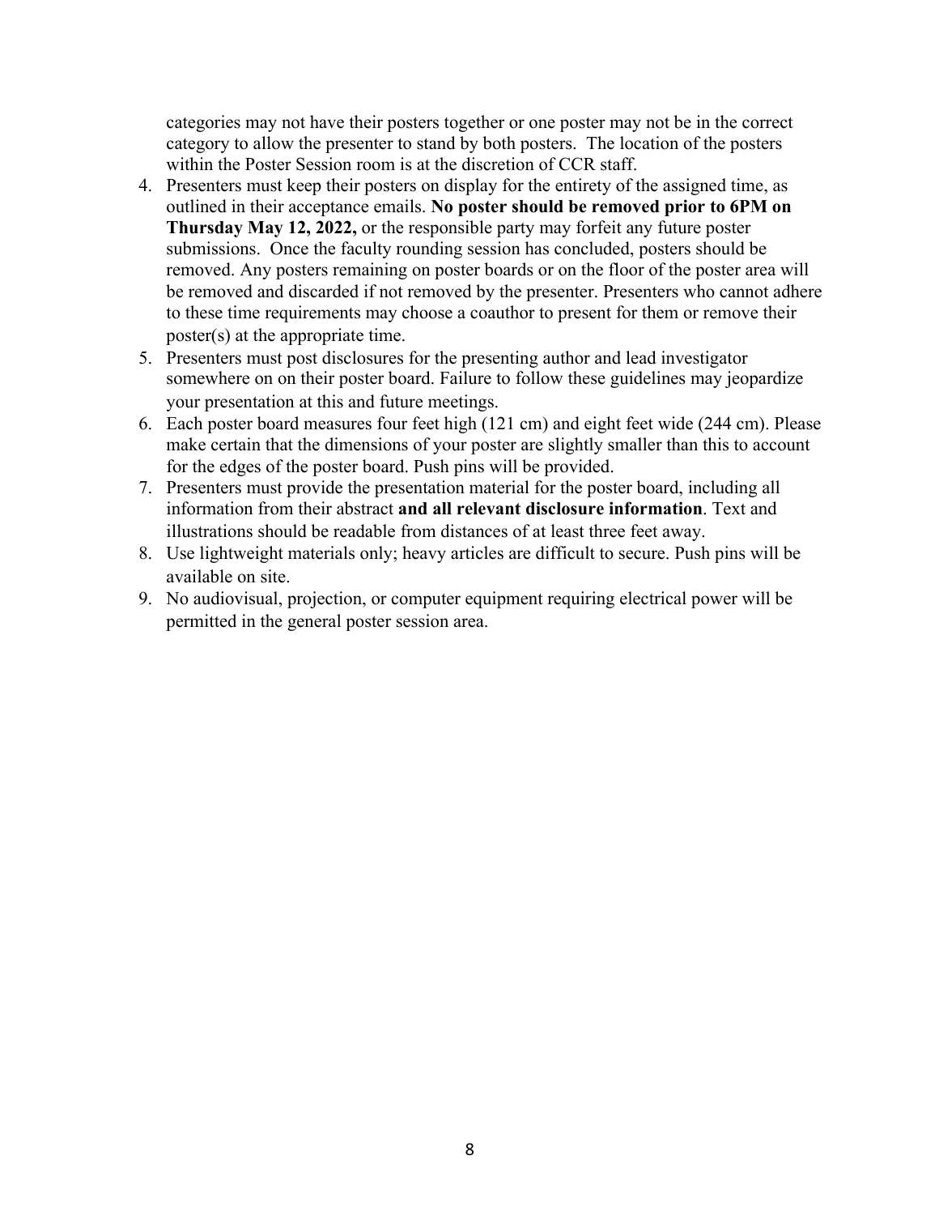categories may not have their posters together or one poster may not be in the correct category to allow the presenter to stand by both posters. The location of the posters within the Poster Session room is at the discretion of CCR staff.

4. Presenters must keep their posters on display for the entirety of the assigned time, as outlined in their acceptance emails. **No poster should be removed prior to 6PM on Thursday May 12, 2022,** or the responsible party may forfeit any future poster submissions. Once the faculty rounding session has concluded, posters should be removed. Any posters remaining on poster boards or on the floor of the poster area will be removed and discarded if not removed by the presenter. Presenters who cannot adhere to these time requirements may choose a coauthor to present for them or remove their poster(s) at the appropriate time.
5. Presenters must post disclosures for the presenting author and lead investigator somewhere on on their poster board. Failure to follow these guidelines may jeopardize your presentation at this and future meetings.
6. Each poster board measures four feet high (121 cm) and eight feet wide (244 cm). Please make certain that the dimensions of your poster are slightly smaller than this to account for the edges of the poster board. Push pins will be provided.
7. Presenters must provide the presentation material for the poster board, including all information from their abstract **and all relevant disclosure information**. Text and illustrations should be readable from distances of at least three feet away.
8. Use lightweight materials only; heavy articles are difficult to secure. Push pins will be available on site.
9. No audiovisual, projection, or computer equipment requiring electrical power will be permitted in the general poster session area.